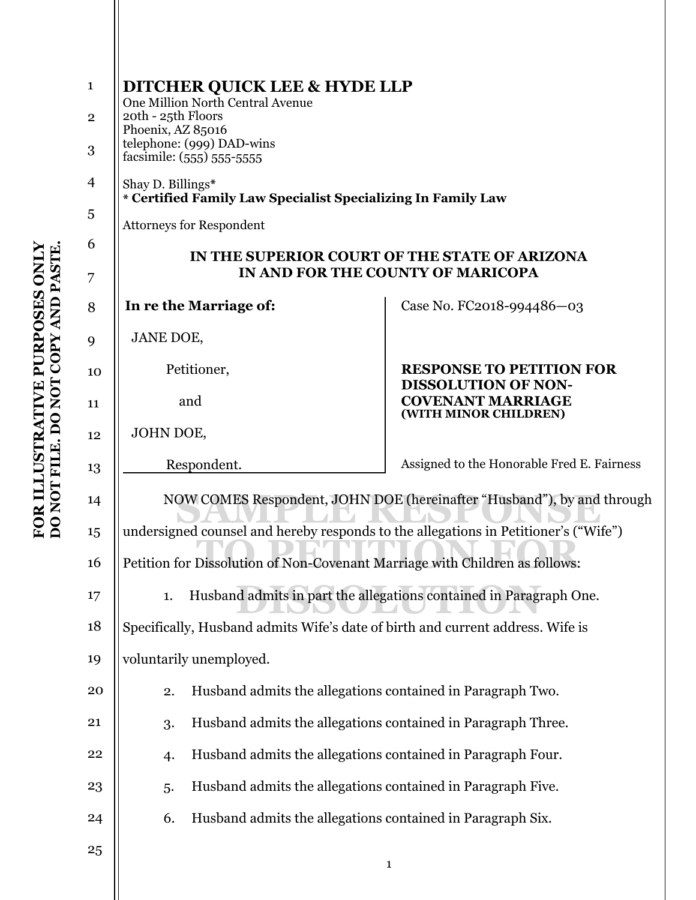**DITCHER QUICK LEE & HYDE LLP**
One Million North Central Avenue
20th - 25th Floors
Phoenix, AZ 85016
telephone: (999) DAD-wins
facsimile: (555) 555-5555

Shay D. Billings*
**\* Certified Family Law Specialist Specializing In Family Law**

Attorneys for Respondent

**IN THE SUPERIOR COURT OF THE STATE OF ARIZONA**
**IN AND FOR THE COUNTY OF MARICOPA**

| **In re the Marriage of:** | Case No. FC2018-994486—03 |
|---|---|
| JANE DOE, | |
| Petitioner, | **RESPONSE TO PETITION FOR DISSOLUTION OF NON-COVENANT MARRIAGE (WITH MINOR CHILDREN)** |
| and | |
| JOHN DOE, | |
| Respondent. | Assigned to the Honorable Fred E. Fairness |

NOW COMES Respondent, JOHN DOE (hereinafter "Husband"), by and through undersigned counsel and hereby responds to the allegations in Petitioner's ("Wife") Petition for Dissolution of Non-Covenant Marriage with Children as follows:

1. Husband admits in part the allegations contained in Paragraph One. Specifically, Husband admits Wife's date of birth and current address. Wife is voluntarily unemployed.
2. Husband admits the allegations contained in Paragraph Two.
3. Husband admits the allegations contained in Paragraph Three.
4. Husband admits the allegations contained in Paragraph Four.
5. Husband admits the allegations contained in Paragraph Five.
6. Husband admits the allegations contained in Paragraph Six.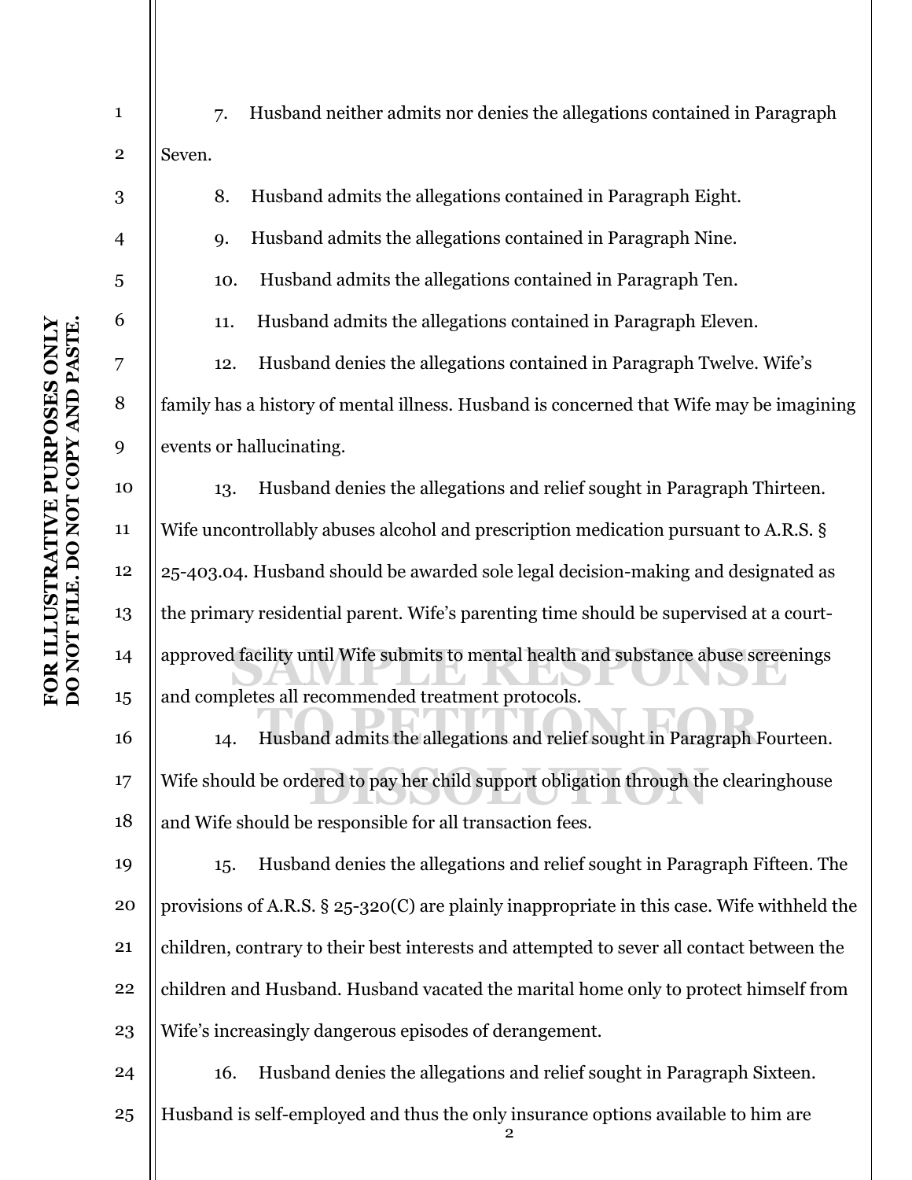7. Husband neither admits nor denies the allegations contained in Paragraph Seven.

8. Husband admits the allegations contained in Paragraph Eight.

9. Husband admits the allegations contained in Paragraph Nine.

10. Husband admits the allegations contained in Paragraph Ten.

11. Husband admits the allegations contained in Paragraph Eleven.

12. Husband denies the allegations contained in Paragraph Twelve. Wife's family has a history of mental illness. Husband is concerned that Wife may be imagining events or hallucinating.

13. Husband denies the allegations and relief sought in Paragraph Thirteen. Wife uncontrollably abuses alcohol and prescription medication pursuant to A.R.S. § 25-403.04. Husband should be awarded sole legal decision-making and designated as the primary residential parent. Wife's parenting time should be supervised at a court-approved facility until Wife submits to mental health and substance abuse screenings and completes all recommended treatment protocols.

14. Husband admits the allegations and relief sought in Paragraph Fourteen. Wife should be ordered to pay her child support obligation through the clearinghouse and Wife should be responsible for all transaction fees.

15. Husband denies the allegations and relief sought in Paragraph Fifteen. The provisions of A.R.S. § 25-320(C) are plainly inappropriate in this case. Wife withheld the children, contrary to their best interests and attempted to sever all contact between the children and Husband. Husband vacated the marital home only to protect himself from Wife's increasingly dangerous episodes of derangement.

16. Husband denies the allegations and relief sought in Paragraph Sixteen. Husband is self-employed and thus the only insurance options available to him are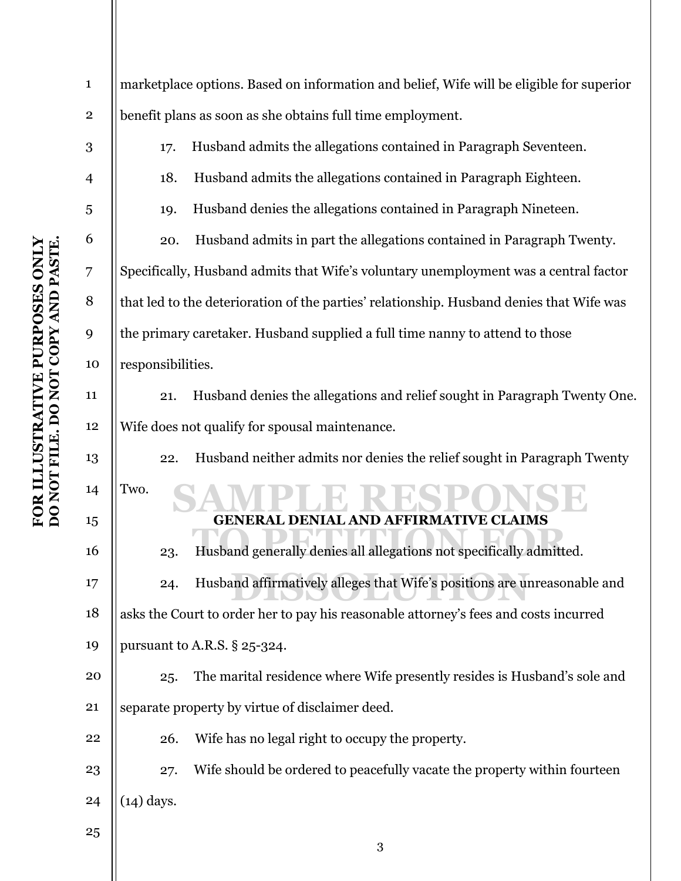marketplace options. Based on information and belief, Wife will be eligible for superior benefit plans as soon as she obtains full time employment.

17. Husband admits the allegations contained in Paragraph Seventeen.

18. Husband admits the allegations contained in Paragraph Eighteen.

19. Husband denies the allegations contained in Paragraph Nineteen.

20. Husband admits in part the allegations contained in Paragraph Twenty. Specifically, Husband admits that Wife's voluntary unemployment was a central factor that led to the deterioration of the parties' relationship. Husband denies that Wife was the primary caretaker. Husband supplied a full time nanny to attend to those responsibilities.

21. Husband denies the allegations and relief sought in Paragraph Twenty One. Wife does not qualify for spousal maintenance.

22. Husband neither admits nor denies the relief sought in Paragraph Twenty Two.

**GENERAL DENIAL AND AFFIRMATIVE CLAIMS**

23. Husband generally denies all allegations not specifically admitted.

24. Husband affirmatively alleges that Wife's positions are unreasonable and asks the Court to order her to pay his reasonable attorney's fees and costs incurred pursuant to A.R.S. § 25-324.

25. The marital residence where Wife presently resides is Husband's sole and separate property by virtue of disclaimer deed.

26. Wife has no legal right to occupy the property.

27. Wife should be ordered to peacefully vacate the property within fourteen (14) days.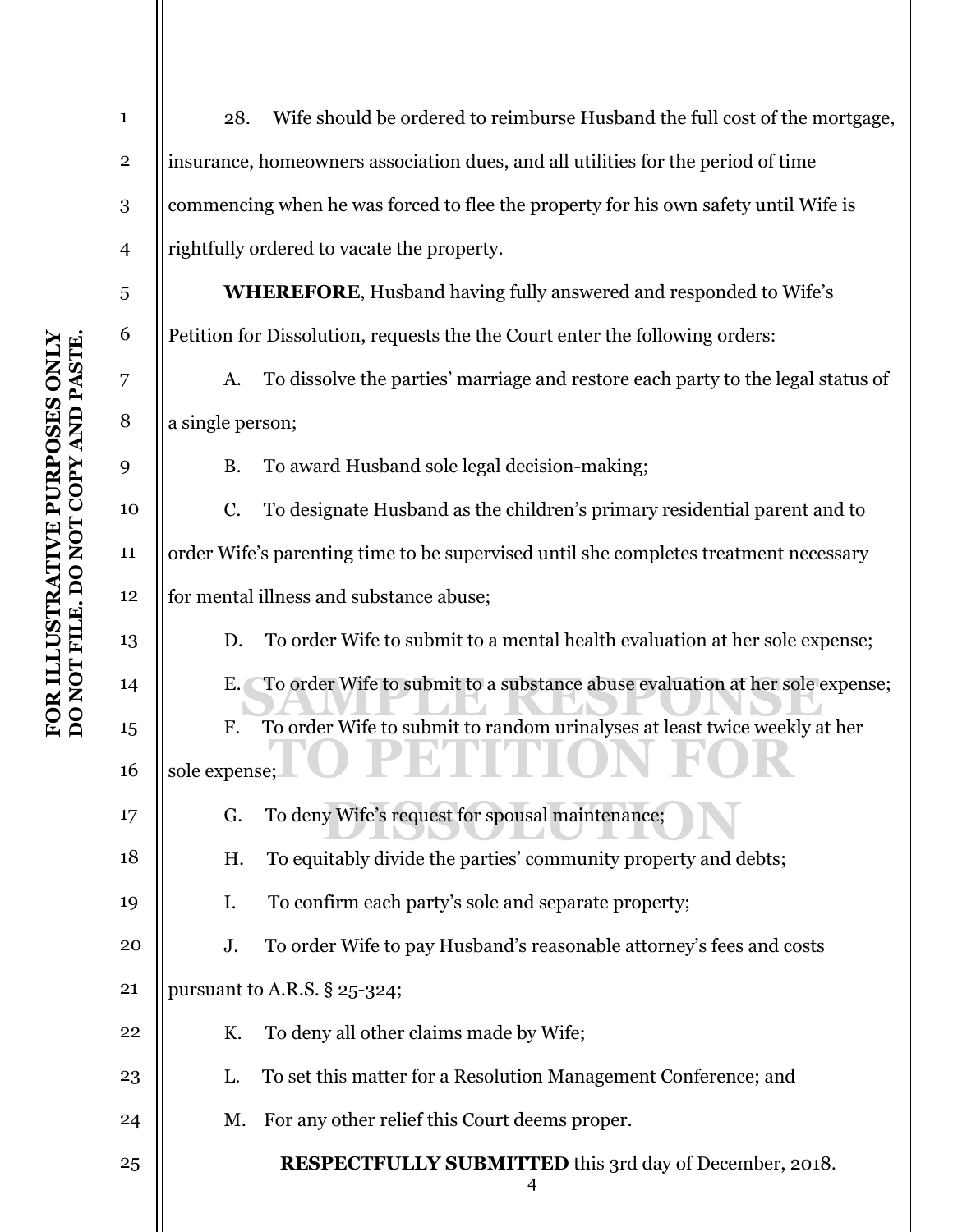28. Wife should be ordered to reimburse Husband the full cost of the mortgage, insurance, homeowners association dues, and all utilities for the period of time commencing when he was forced to flee the property for his own safety until Wife is rightfully ordered to vacate the property.

**WHEREFORE**, Husband having fully answered and responded to Wife's Petition for Dissolution, requests the the Court enter the following orders:

A. To dissolve the parties' marriage and restore each party to the legal status of a single person;

B. To award Husband sole legal decision-making;

C. To designate Husband as the children's primary residential parent and to order Wife's parenting time to be supervised until she completes treatment necessary for mental illness and substance abuse;

D. To order Wife to submit to a mental health evaluation at her sole expense;

E. To order Wife to submit to a substance abuse evaluation at her sole expense;

F. To order Wife to submit to random urinalyses at least twice weekly at her sole expense;

G. To deny Wife's request for spousal maintenance;

H. To equitably divide the parties' community property and debts;

I. To confirm each party's sole and separate property;

J. To order Wife to pay Husband's reasonable attorney's fees and costs pursuant to A.R.S. § 25-324;

K. To deny all other claims made by Wife;

L. To set this matter for a Resolution Management Conference; and

M. For any other relief this Court deems proper.

**RESPECTFULLY SUBMITTED** this 3rd day of December, 2018.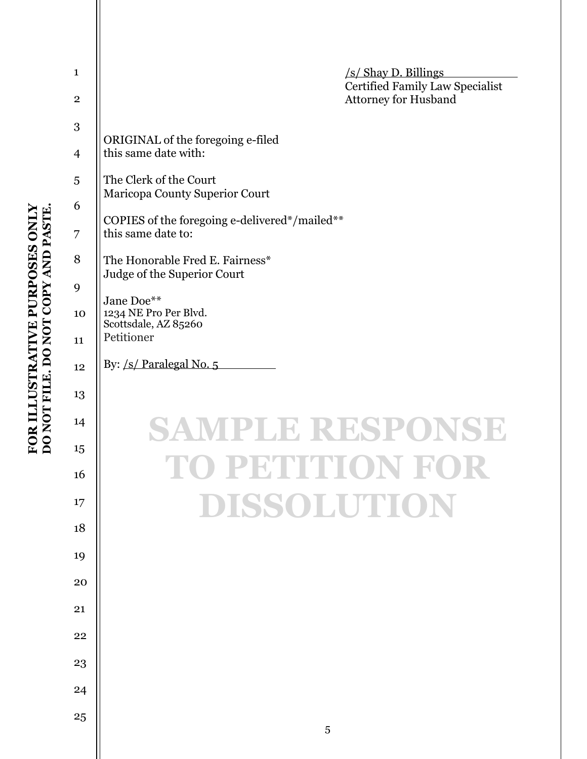/s/ Shay D. Billings
Certified Family Law Specialist
Attorney for Husband

ORIGINAL of the foregoing e-filed
this same date with:

The Clerk of the Court
Maricopa County Superior Court

COPIES of the foregoing e-delivered*/mailed**
this same date to:

The Honorable Fred E. Fairness*
Judge of the Superior Court

Jane Doe**
1234 NE Pro Per Blvd.
Scottsdale, AZ 85260
Petitioner

By: /s/ Paralegal No. 5

SAMPLE RESPONSE TO PETITION FOR DISSOLUTION

FOR ILLUSTRATIVE PURPOSES ONLY
DO NOT FILE. DO NOT COPY AND PASTE.